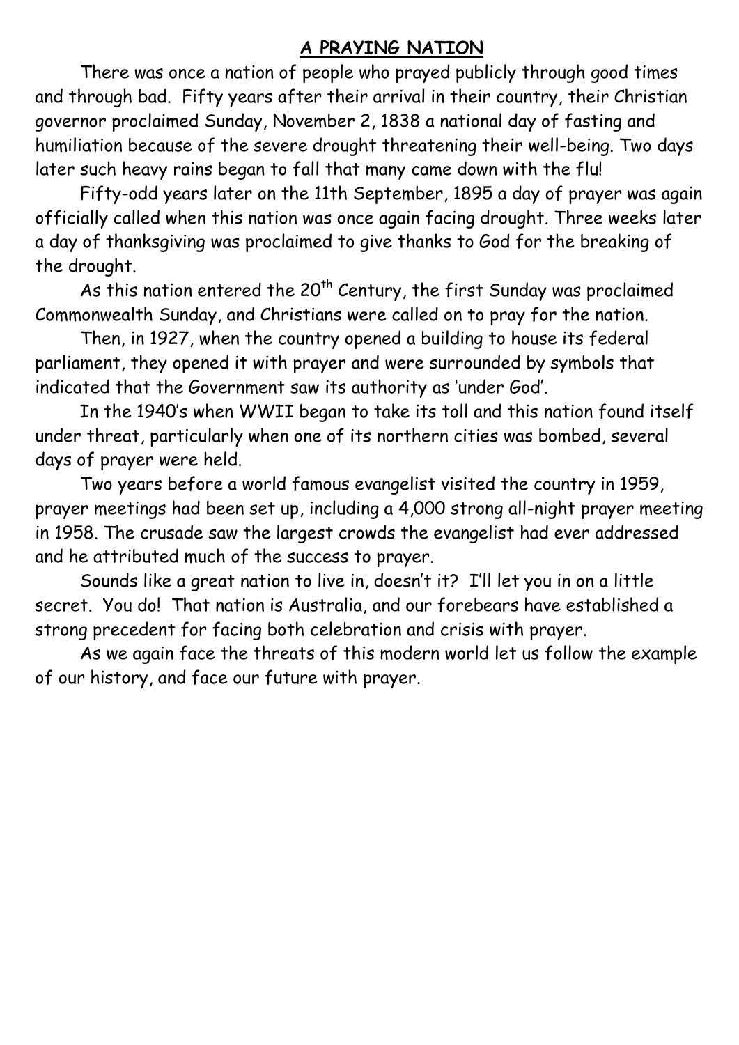## A PRAYING NATION

There was once a nation of people who prayed publicly through good times and through bad. Fifty years after their arrival in their country, their Christian governor proclaimed Sunday, November 2, 1838 a national day of fasting and humiliation because of the severe drought threatening their well-being. Two days later such heavy rains began to fall that many came down with the flu!

Fifty-odd years later on the 11th September, 1895 a day of prayer was again officially called when this nation was once again facing drought. Three weeks later a day of thanksgiving was proclaimed to give thanks to God for the breaking of the drought.

As this nation entered the 20th Century, the first Sunday was proclaimed Commonwealth Sunday, and Christians were called on to pray for the nation.

Then, in 1927, when the country opened a building to house its federal parliament, they opened it with prayer and were surrounded by symbols that indicated that the Government saw its authority as 'under God'.

In the 1940's when WWII began to take its toll and this nation found itself under threat, particularly when one of its northern cities was bombed, several days of prayer were held.

Two years before a world famous evangelist visited the country in 1959, prayer meetings had been set up, including a 4,000 strong all-night prayer meeting in 1958. The crusade saw the largest crowds the evangelist had ever addressed and he attributed much of the success to prayer.

Sounds like a great nation to live in, doesn't it? I'll let you in on a little secret. You do! That nation is Australia, and our forebears have established a strong precedent for facing both celebration and crisis with prayer.

As we again face the threats of this modern world let us follow the example of our history, and face our future with prayer.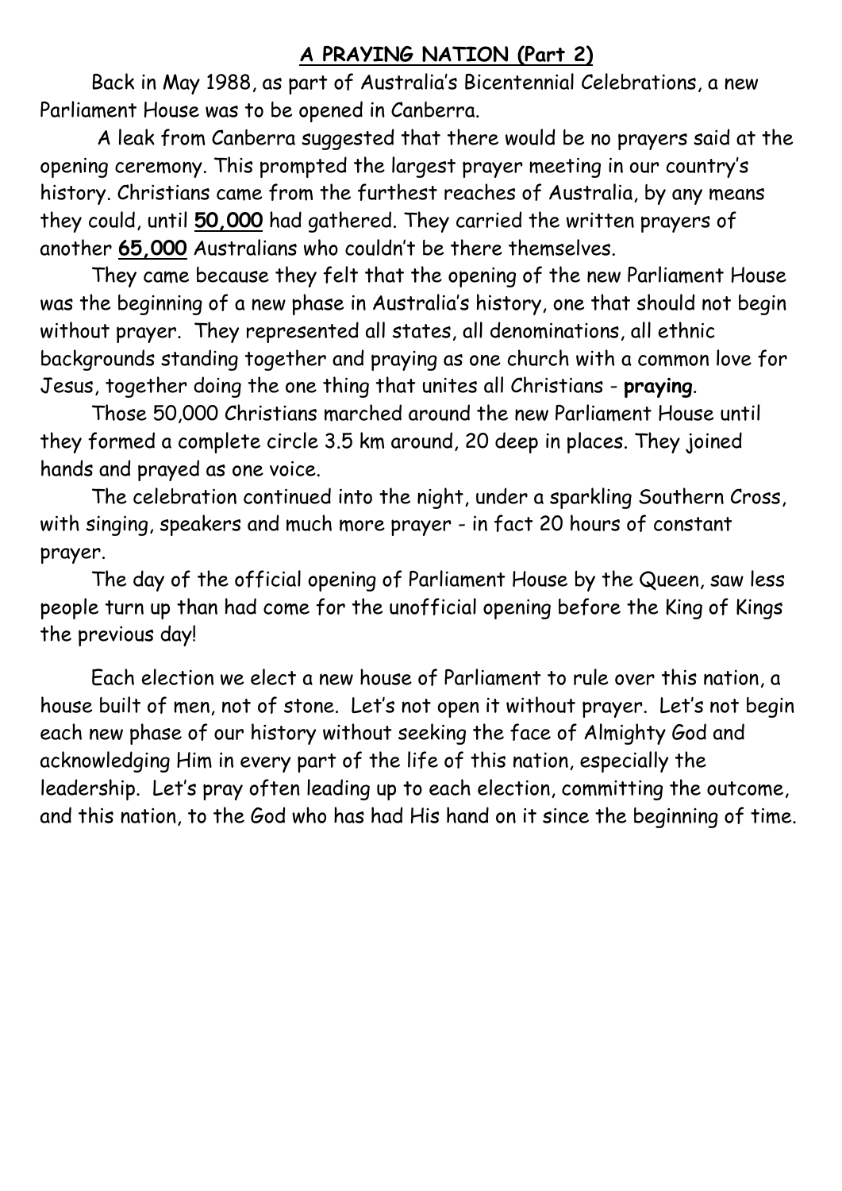## **A PRAYING NATION (Part 2)**

Back in May 1988, as part of Australia's Bicentennial Celebrations, a new Parliament House was to be opened in Canberra.

A leak from Canberra suggested that there would be no prayers said at the opening ceremony. This prompted the largest prayer meeting in our country's history. Christians came from the furthest reaches of Australia, by any means they could, until **50,000** had gathered. They carried the written prayers of another **65,000** Australians who couldn't be there themselves.

They came because they felt that the opening of the new Parliament House was the beginning of a new phase in Australia's history, one that should not begin without prayer. They represented all states, all denominations, all ethnic backgrounds standing together and praying as one church with a common love for Jesus, together doing the one thing that unites all Christians - **praying**.

Those 50,000 Christians marched around the new Parliament House until they formed a complete circle 3.5 km around, 20 deep in places. They joined hands and prayed as one voice.

The celebration continued into the night, under a sparkling Southern Cross, with singing, speakers and much more prayer - in fact 20 hours of constant prayer.

The day of the official opening of Parliament House by the Queen, saw less people turn up than had come for the unofficial opening before the King of Kings the previous day!

Each election we elect a new house of Parliament to rule over this nation, a house built of men, not of stone. Let's not open it without prayer. Let's not begin each new phase of our history without seeking the face of Almighty God and acknowledging Him in every part of the life of this nation, especially the leadership. Let's pray often leading up to each election, committing the outcome, and this nation, to the God who has had His hand on it since the beginning of time.